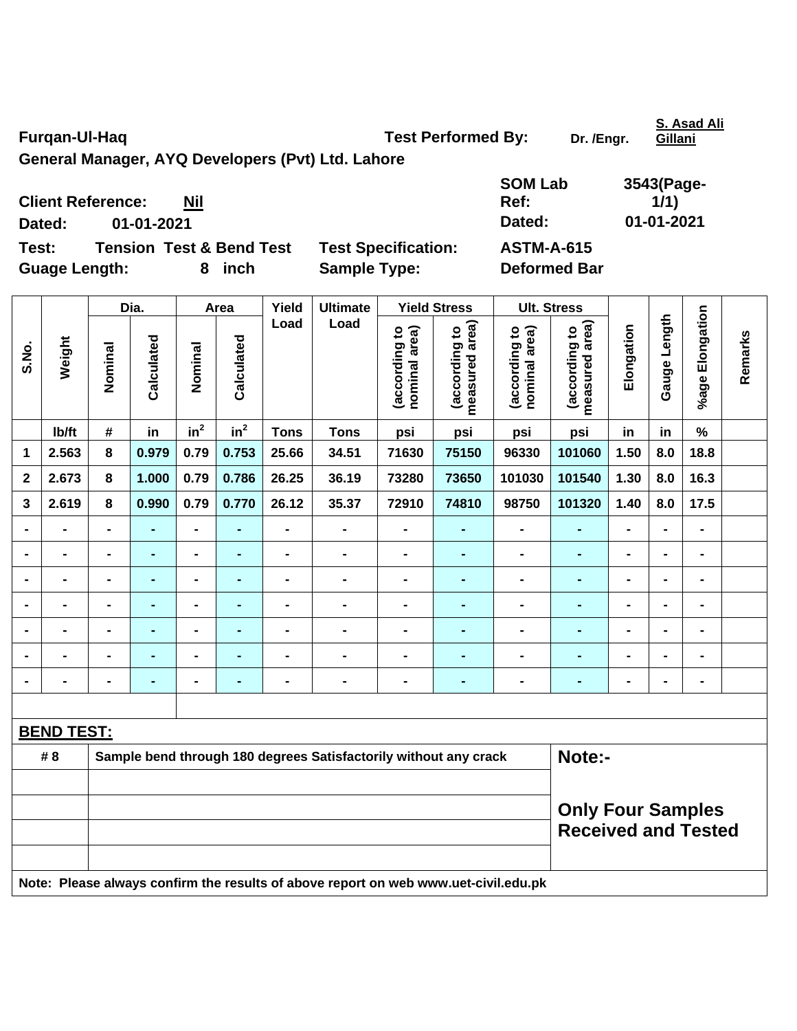Furqan-Ul-Haq

General Manager, AYQ Developers (Pvt) Ltd. Lahore

Test Performed By: Dr. /Engr. S. Asad Ali Gillani

Client Reference: Nil

Dated: 01-01-2021

SOM Lab Ref: 3543(Page-1/1)

Dated: 01-01-2021

Test: Tension Test & Bend Test

Test Specification: ASTM-A-615

Guage Length: 8 inch

Sample Type: Deformed Bar

| S.No. | Weight | Dia. | | Area | | Yield Load | Ultimate Load | Yield Stress | | Ult. Stress | | Elongation | Gauge Length | %age Elongation | Remarks |
|---|---|---|---|---|---|---|---|---|---|---|---|---|---|---|---|
| | | Nominal | Calculated | Nominal | Calculated | | | (according to nominal area) | (according to measured area) | (according to nominal area) | (according to measured area) | | | | |
| | lb/ft | # | in | $in^2$ | $in^2$ | Tons | Tons | psi | psi | psi | psi | in | in | % | |
| 1 | 2.563 | 8 | 0.979 | 0.79 | 0.753 | 25.66 | 34.51 | 71630 | 75150 | 96330 | 101060 | 1.50 | 8.0 | 18.8 | |
| 2 | 2.673 | 8 | 1.000 | 0.79 | 0.786 | 26.25 | 36.19 | 73280 | 73650 | 101030 | 101540 | 1.30 | 8.0 | 16.3 | |
| 3 | 2.619 | 8 | 0.990 | 0.79 | 0.770 | 26.12 | 35.37 | 72910 | 74810 | 98750 | 101320 | 1.40 | 8.0 | 17.5 | |
| - | - | - | - | - | - | - | - | - | - | - | - | - | - | - | |
| - | - | - | - | - | - | - | - | - | - | - | - | - | - | - | |
| - | - | - | - | - | - | - | - | - | - | - | - | - | - | - | |
| - | - | - | - | - | - | - | - | - | - | - | - | - | - | - | |
| - | - | - | - | - | - | - | - | - | - | - | - | - | - | - | |
| - | - | - | - | - | - | - | - | - | - | - | - | - | - | - | |
| - | - | - | - | - | - | - | - | - | - | - | - | - | - | - | |

**BEND TEST:**

| | | |
|---|---|---|
| # 8 | Sample bend through 180 degrees Satisfactorily without any crack | Note:- |
| | | |
| | | Only Four Samples Received and Tested |
| | | |
| | | |

Note: Please always confirm the results of above report on web www.uet-civil.edu.pk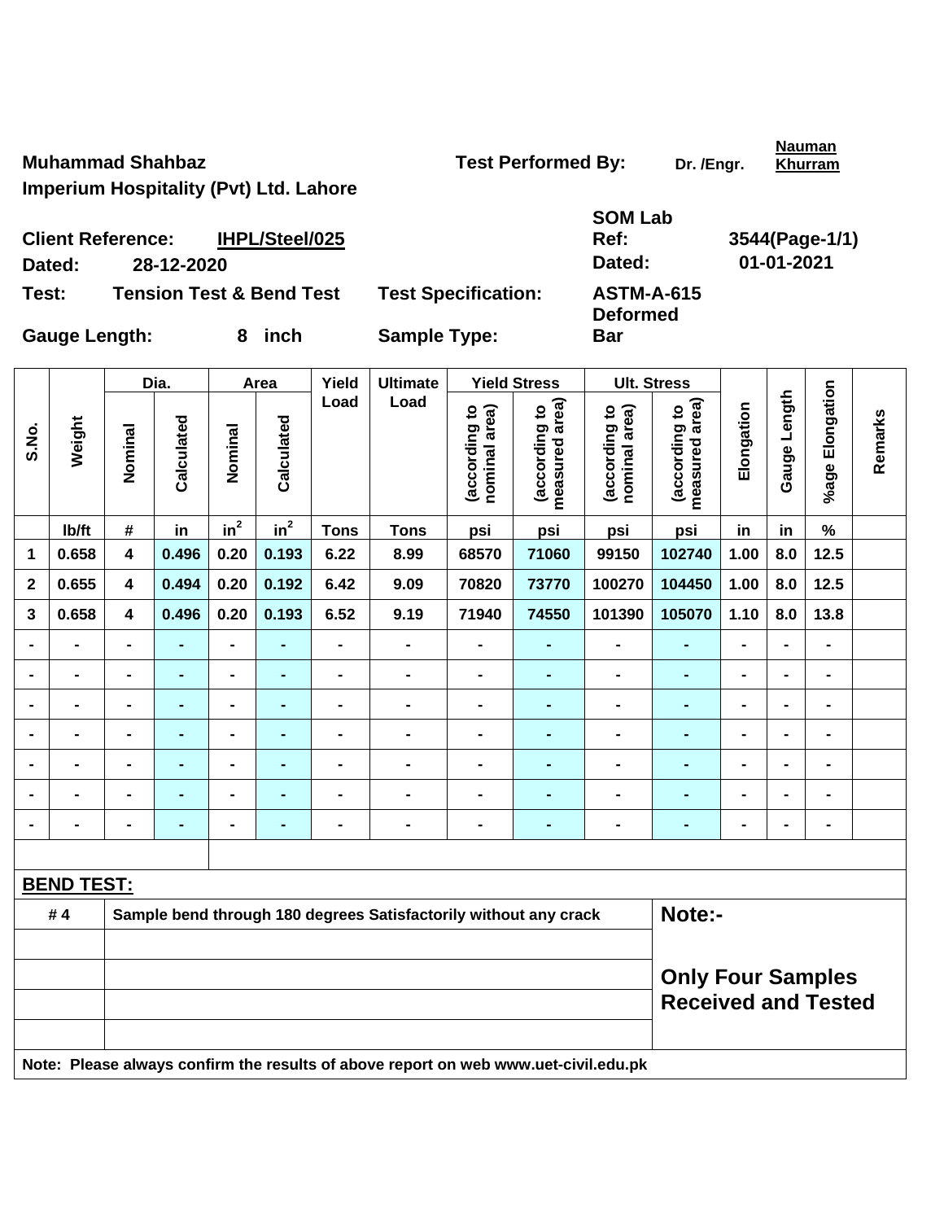**Muhammad Shahbaz**

**Imperium Hospitality (Pvt) Ltd. Lahore**

**Test Performed By:** Dr. /Engr. **Nauman Khurram**

**Client Reference:** **IHPL/Steel/025**

**Dated:** **28-12-2020**

**SOM Lab Ref:** **3544(Page-1/1)**

**Dated:** **01-01-2021**

**Test:** **Tension Test & Bend Test**

**Test Specification:** **ASTM-A-615**

**Gauge Length:** **8 inch**

**Sample Type:** **Deformed Bar**

| S.No. | Weight | Dia. | | Area | | Yield Load | Ultimate Load | Yield Stress | | Ult. Stress | | Elongation | Gauge Length | %age Elongation | Remarks |
|---|---|---|---|---|---|---|---|---|---|---|---|---|---|---|---|
| | | Nominal | Calculated | Nominal | Calculated | | | (according to nominal area) | (according to measured area) | (according to nominal area) | (according to measured area) | | | | |
| | lb/ft | # | in | $in^2$ | $in^2$ | Tons | Tons | psi | psi | psi | psi | in | in | % | |
| 1 | 0.658 | 4 | 0.496 | 0.20 | 0.193 | 6.22 | 8.99 | 68570 | 71060 | 99150 | 102740 | 1.00 | 8.0 | 12.5 | |
| 2 | 0.655 | 4 | 0.494 | 0.20 | 0.192 | 6.42 | 9.09 | 70820 | 73770 | 100270 | 104450 | 1.00 | 8.0 | 12.5 | |
| 3 | 0.658 | 4 | 0.496 | 0.20 | 0.193 | 6.52 | 9.19 | 71940 | 74550 | 101390 | 105070 | 1.10 | 8.0 | 13.8 | |
| - | - | - | - | - | - | - | - | - | - | - | - | - | - | - | |
| - | - | - | - | - | - | - | - | - | - | - | - | - | - | - | |
| - | - | - | - | - | - | - | - | - | - | - | - | - | - | - | |
| - | - | - | - | - | - | - | - | - | - | - | - | - | - | - | |
| - | - | - | - | - | - | - | - | - | - | - | - | - | - | - | |
| - | - | - | - | - | - | - | - | - | - | - | - | - | - | - | |
| - | - | - | - | - | - | - | - | - | - | - | - | - | - | - | |

**BEND TEST:**

| # 4 | Sample bend through 180 degrees Satisfactorily without any crack |
|---|---|

**Note:-**

**Only Four Samples Received and Tested**

**Note: Please always confirm the results of above report on web www.uet-civil.edu.pk**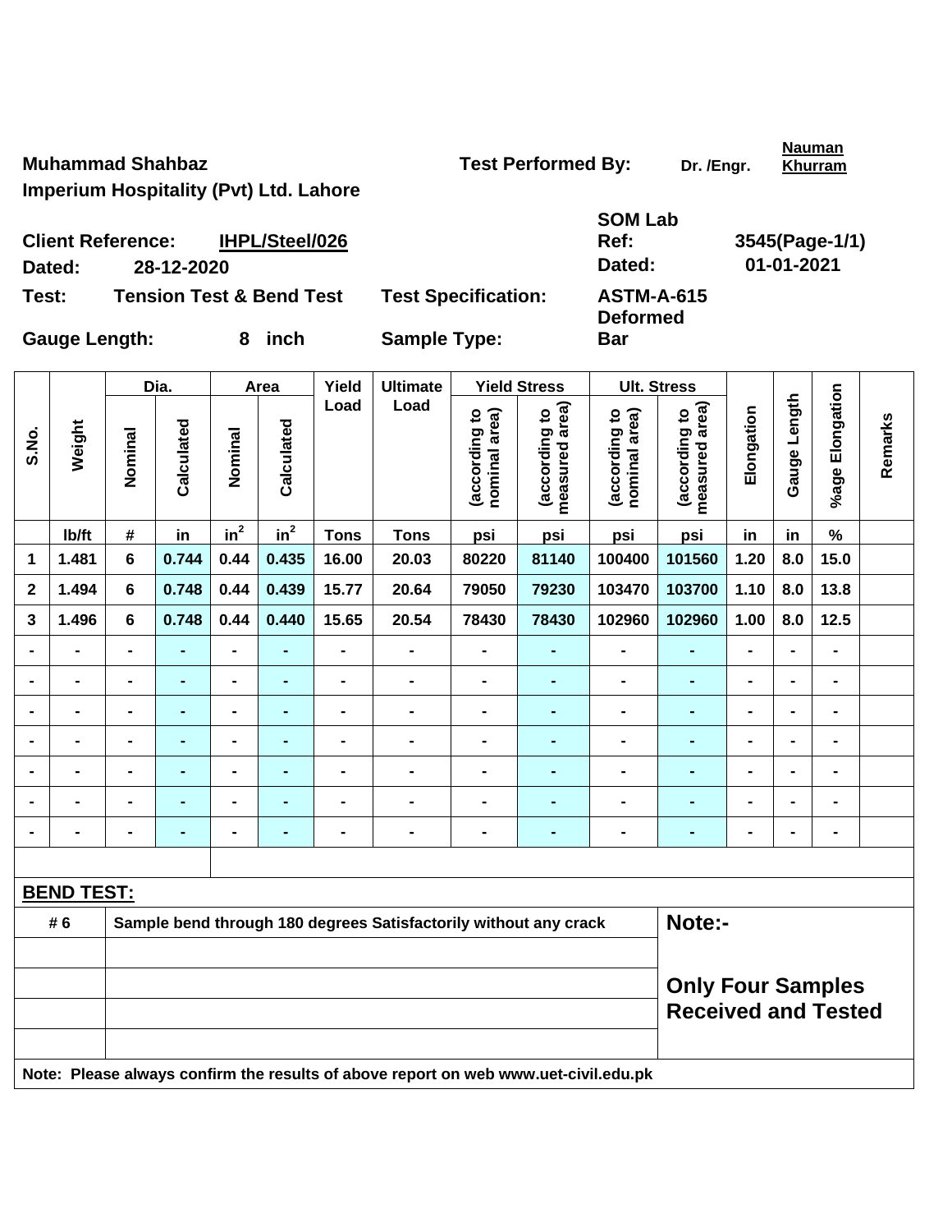**Muhammad Shahbaz**
**Imperium Hospitality (Pvt) Ltd. Lahore**

**Test Performed By:** Dr. /Engr. **Nauman Khurram**

**Client Reference:** **IHPL/Steel/026**
**Dated:** 28-12-2020

**SOM Lab Ref:** 3545(Page-1/1)
**Dated:** 01-01-2021

**Test:** Tension Test & Bend Test
**Test Specification:** ASTM-A-615

**Gauge Length:** 8 inch
**Sample Type:** Deformed Bar

| S.No. | Weight | Dia. | | Area | | Yield Load | Ultimate Load | Yield Stress | | Ult. Stress | | Elongation | Gauge Length | %age Elongation | Remarks |
|---|---|---|---|---|---|---|---|---|---|---|---|---|---|---|---|
| | | Nominal | Calculated | Nominal | Calculated | | | (according to nominal area) | (according to measured area) | (according to nominal area) | (according to measured area) | | | | |
| | lb/ft | # | in | $in^2$ | $in^2$ | Tons | Tons | psi | psi | psi | psi | in | in | % | |
| 1 | 1.481 | 6 | 0.744 | 0.44 | 0.435 | 16.00 | 20.03 | 80220 | 81140 | 100400 | 101560 | 1.20 | 8.0 | 15.0 | |
| 2 | 1.494 | 6 | 0.748 | 0.44 | 0.439 | 15.77 | 20.64 | 79050 | 79230 | 103470 | 103700 | 1.10 | 8.0 | 13.8 | |
| 3 | 1.496 | 6 | 0.748 | 0.44 | 0.440 | 15.65 | 20.54 | 78430 | 78430 | 102960 | 102960 | 1.00 | 8.0 | 12.5 | |
| - | - | - | - | - | - | - | - | - | - | - | - | - | - | - | |
| - | - | - | - | - | - | - | - | - | - | - | - | - | - | - | |
| - | - | - | - | - | - | - | - | - | - | - | - | - | - | - | |
| - | - | - | - | - | - | - | - | - | - | - | - | - | - | - | |
| - | - | - | - | - | - | - | - | - | - | - | - | - | - | - | |
| - | - | - | - | - | - | - | - | - | - | - | - | - | - | - | |
| - | - | - | - | - | - | - | - | - | - | - | - | - | - | - | |

**BEND TEST:**

| # 6 | Sample bend through 180 degrees Satisfactorily without any crack |
|---|---|

**Note:-**

**Only Four Samples Received and Tested**

**Note: Please always confirm the results of above report on web www.uet-civil.edu.pk**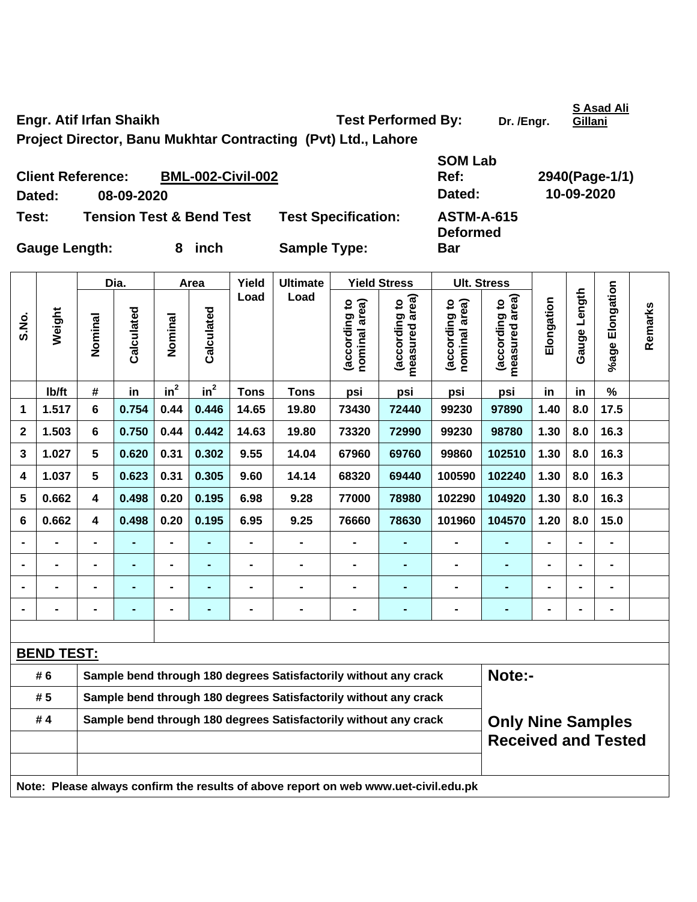**Engr. Atif Irfan Shaikh** **Test Performed By:** Dr. /Engr. **S Asad Ali Gillani**

**Project Director, Banu Mukhtar Contracting (Pvt) Ltd., Lahore**

**Client Reference:** **BML-002-Civil-002** **SOM Lab Ref:** **2940(Page-1/1)**

**Dated:** **08-09-2020** **Dated:** **10-09-2020**

**Test:** **Tension Test & Bend Test** **Test Specification:** **ASTM-A-615**

**Gauge Length:** **8 inch** **Sample Type:** **Deformed Bar**

| S.No. | Weight | Dia. | | Area | | Yield Load | Ultimate Load | Yield Stress | | Ult. Stress | | Elongation | Gauge Length | %age Elongation | Remarks |
|---|---|---|---|---|---|---|---|---|---|---|---|---|---|---|---|
| | | Nominal | Calculated | Nominal | Calculated | | | (according to nominal area) | (according to measured area) | (according to nominal area) | (according to measured area) | | | | |
| | lb/ft | # | in | $in^2$ | $in^2$ | Tons | Tons | psi | psi | psi | psi | in | in | % | |
| 1 | 1.517 | 6 | 0.754 | 0.44 | 0.446 | 14.65 | 19.80 | 73430 | 72440 | 99230 | 97890 | 1.40 | 8.0 | 17.5 | |
| 2 | 1.503 | 6 | 0.750 | 0.44 | 0.442 | 14.63 | 19.80 | 73320 | 72990 | 99230 | 98780 | 1.30 | 8.0 | 16.3 | |
| 3 | 1.027 | 5 | 0.620 | 0.31 | 0.302 | 9.55 | 14.04 | 67960 | 69760 | 99860 | 102510 | 1.30 | 8.0 | 16.3 | |
| 4 | 1.037 | 5 | 0.623 | 0.31 | 0.305 | 9.60 | 14.14 | 68320 | 69440 | 100590 | 102240 | 1.30 | 8.0 | 16.3 | |
| 5 | 0.662 | 4 | 0.498 | 0.20 | 0.195 | 6.98 | 9.28 | 77000 | 78980 | 102290 | 104920 | 1.30 | 8.0 | 16.3 | |
| 6 | 0.662 | 4 | 0.498 | 0.20 | 0.195 | 6.95 | 9.25 | 76660 | 78630 | 101960 | 104570 | 1.20 | 8.0 | 15.0 | |
| - | - | - | - | - | - | - | - | - | - | - | - | - | - | - | |
| - | - | - | - | - | - | - | - | - | - | - | - | - | - | - | |
| - | - | - | - | - | - | - | - | - | - | - | - | - | - | - | |
| - | - | - | - | - | - | - | - | - | - | - | - | - | - | - | |

**BEND TEST:**

| | | |
|---|---|---|
| # 6 | Sample bend through 180 degrees Satisfactorily without any crack | **Note:-** |
| # 5 | Sample bend through 180 degrees Satisfactorily without any crack | |
| # 4 | Sample bend through 180 degrees Satisfactorily without any crack | **Only Nine Samples Received and Tested** |

**Note: Please always confirm the results of above report on web www.uet-civil.edu.pk**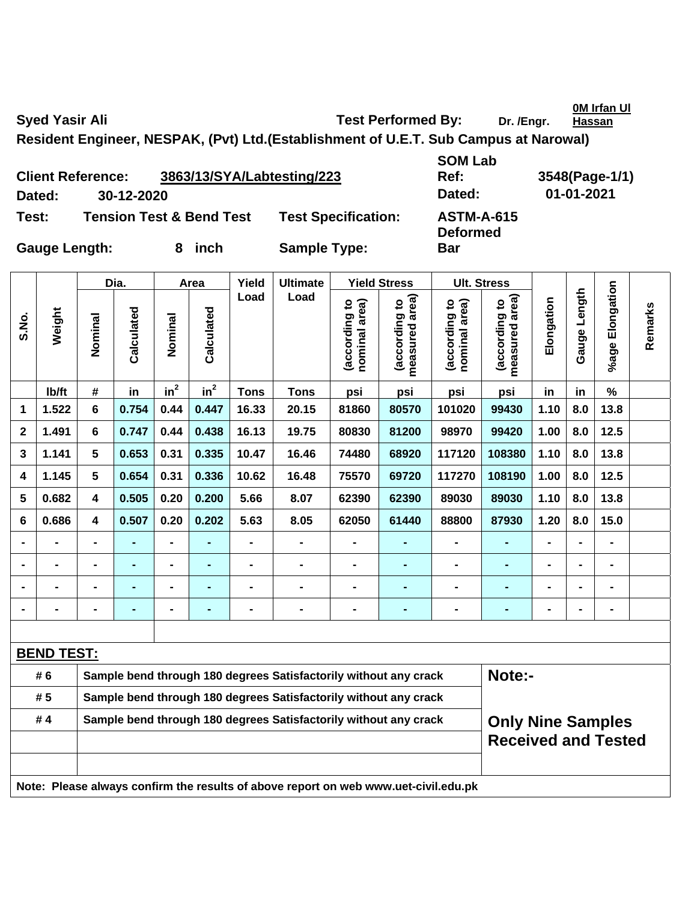**Syed Yasir Ali** **Test Performed By:** Dr. /Engr. 0M Irfan Ul Hassan

**Resident Engineer, NESPAK, (Pvt) Ltd.(Establishment of U.E.T. Sub Campus at Narowal)**

**Client Reference:** 3863/13/SYA/Labtesting/223 **SOM Lab Ref:** 3548(Page-1/1)

**Dated:** 30-12-2020 **Dated:** 01-01-2021

**Test:** Tension Test & Bend Test **Test Specification:** ASTM-A-615

**Gauge Length:** 8 inch **Sample Type:** Deformed Bar

| S.No. | Weight | Dia. | | Area | | Yield Load | Ultimate Load | Yield Stress | | Ult. Stress | | Elongation | Gauge Length | %age Elongation | Remarks |
|---|---|---|---|---|---|---|---|---|---|---|---|---|---|---|---|
| | | Nominal | Calculated | Nominal | Calculated | | | (according to nominal area) | (according to measured area) | (according to nominal area) | (according to measured area) | | | | |
| | lb/ft | # | in | $in^2$ | $in^2$ | Tons | Tons | psi | psi | psi | psi | in | in | % | |
| 1 | 1.522 | 6 | 0.754 | 0.44 | 0.447 | 16.33 | 20.15 | 81860 | 80570 | 101020 | 99430 | 1.10 | 8.0 | 13.8 | |
| 2 | 1.491 | 6 | 0.747 | 0.44 | 0.438 | 16.13 | 19.75 | 80830 | 81200 | 98970 | 99420 | 1.00 | 8.0 | 12.5 | |
| 3 | 1.141 | 5 | 0.653 | 0.31 | 0.335 | 10.47 | 16.46 | 74480 | 68920 | 117120 | 108380 | 1.10 | 8.0 | 13.8 | |
| 4 | 1.145 | 5 | 0.654 | 0.31 | 0.336 | 10.62 | 16.48 | 75570 | 69720 | 117270 | 108190 | 1.00 | 8.0 | 12.5 | |
| 5 | 0.682 | 4 | 0.505 | 0.20 | 0.200 | 5.66 | 8.07 | 62390 | 62390 | 89030 | 89030 | 1.10 | 8.0 | 13.8 | |
| 6 | 0.686 | 4 | 0.507 | 0.20 | 0.202 | 5.63 | 8.05 | 62050 | 61440 | 88800 | 87930 | 1.20 | 8.0 | 15.0 | |
| - | - | - | - | - | - | - | - | - | - | - | - | - | - | - | |
| - | - | - | - | - | - | - | - | - | - | - | - | - | - | - | |
| - | - | - | - | - | - | - | - | - | - | - | - | - | - | - | |
| - | - | - | - | - | - | - | - | - | - | - | - | - | - | - | |

**BEND TEST:**

| | | |
|---|---|---|
| # 6 | Sample bend through 180 degrees Satisfactorily without any crack | **Note:-** |
| # 5 | Sample bend through 180 degrees Satisfactorily without any crack | |
| # 4 | Sample bend through 180 degrees Satisfactorily without any crack | **Only Nine Samples Received and Tested** |

**Note: Please always confirm the results of above report on web www.uet-civil.edu.pk**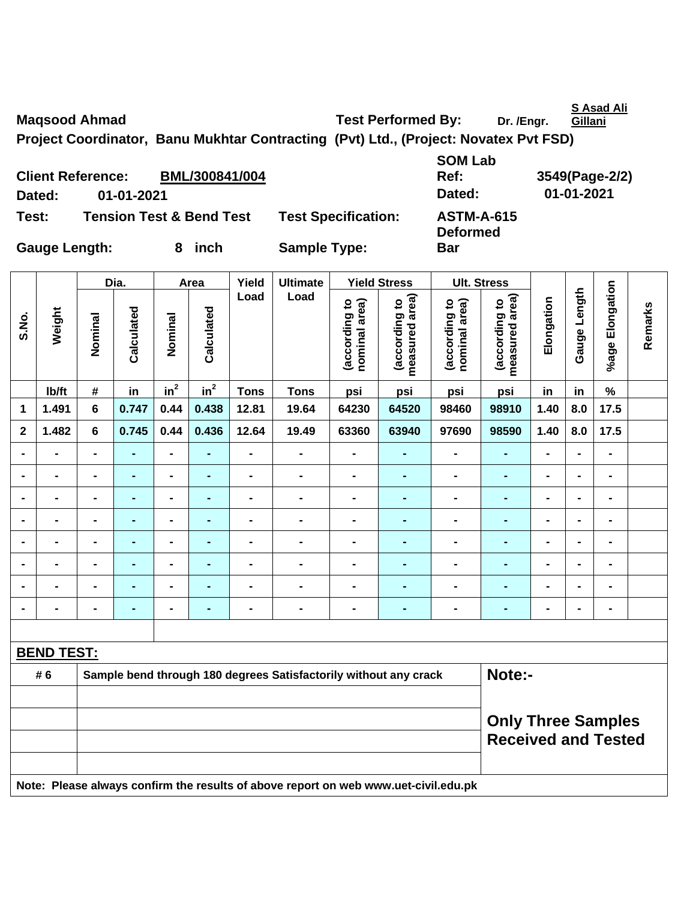Maqsood Ahmad  **Test Performed By:** Dr. /Engr. S Asad Ali Gillani

**Project Coordinator, Banu Mukhtar Contracting (Pvt) Ltd., (Project: Novatex Pvt FSD)**

**Client Reference:** BML/300841/004  **SOM Lab Ref:** 3549(Page-2/2)

**Dated:** 01-01-2021  **Dated:** 01-01-2021

**Test:** Tension Test & Bend Test  **Test Specification:** ASTM-A-615

**Gauge Length:** 8 inch  **Sample Type:** Deformed Bar

| S.No. | Weight | Dia. | | Area | | Yield Load | Ultimate Load | Yield Stress | | Ult. Stress | | Elongation | Gauge Length | %age Elongation | Remarks |
|---|---|---|---|---|---|---|---|---|---|---|---|---|---|---|---|
| | | Nominal | Calculated | Nominal | Calculated | | | (according to nominal area) | (according to measured area) | (according to nominal area) | (according to measured area) | | | | |
| | lb/ft | # | in | $in^2$ | $in^2$ | Tons | Tons | psi | psi | psi | psi | in | in | % | |
| 1 | 1.491 | 6 | 0.747 | 0.44 | 0.438 | 12.81 | 19.64 | 64230 | 64520 | 98460 | 98910 | 1.40 | 8.0 | 17.5 | |
| 2 | 1.482 | 6 | 0.745 | 0.44 | 0.436 | 12.64 | 19.49 | 63360 | 63940 | 97690 | 98590 | 1.40 | 8.0 | 17.5 | |
| - | - | - | - | - | - | - | - | - | - | - | - | - | - | - | |
| - | - | - | - | - | - | - | - | - | - | - | - | - | - | - | |
| - | - | - | - | - | - | - | - | - | - | - | - | - | - | - | |
| - | - | - | - | - | - | - | - | - | - | - | - | - | - | - | |
| - | - | - | - | - | - | - | - | - | - | - | - | - | - | - | |
| - | - | - | - | - | - | - | - | - | - | - | - | - | - | - | |
| - | - | - | - | - | - | - | - | - | - | - | - | - | - | - | |
| - | - | - | - | - | - | - | - | - | - | - | - | - | - | - | |

**BEND TEST:**

| | |
|---|---|
| # 6 | Sample bend through 180 degrees Satisfactorily without any crack |

**Note:-**

**Only Three Samples Received and Tested**

**Note: Please always confirm the results of above report on web www.uet-civil.edu.pk**